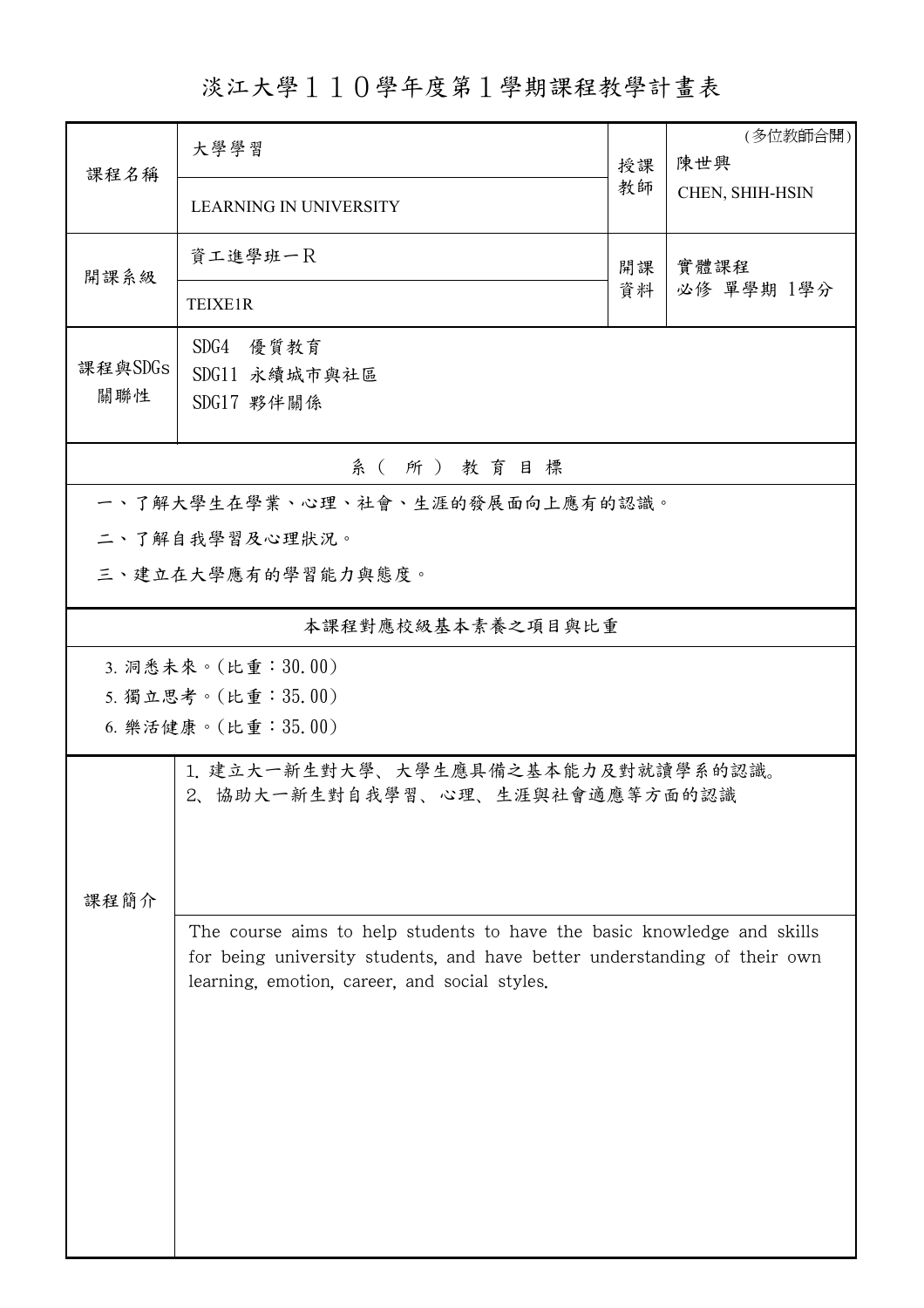# 淡江大學１１０學年度第１學期課程教學計畫表

| | | | |
|---|---|---|---|
| 課程名稱 | 大學學習<br>LEARNING IN UNIVERSITY | 授課教師 | (多位教師合開)<br>陳世興<br>CHEN, SHIH-HSIN |
| 開課系級 | 資工進學班一R<br>TEIXE1R | 開課資料 | 實體課程<br>必修 單學期 1學分 |
| 課程與SDGs關聯性 | SDG4 優質教育<br>SDG11 永續城市與社區<br>SDG17 夥伴關係 | | |

## 系（所）教育目標

一、了解大學生在學業、心理、社會、生涯的發展面向上應有的認識。

二、了解自我學習及心理狀況。

三、建立在大學應有的學習能力與態度。

## 本課程對應校級基本素養之項目與比重

3. 洞悉未來。(比重：30.00)
5. 獨立思考。(比重：35.00)
6. 樂活健康。(比重：35.00)

## 課程簡介

1. 建立大一新生對大學、大學生應具備之基本能力及對就讀學系的認識。
2、協助大一新生對自我學習、心理、生涯與社會適應等方面的認識

The course aims to help students to have the basic knowledge and skills for being university students, and have better understanding of their own learning, emotion, career, and social styles.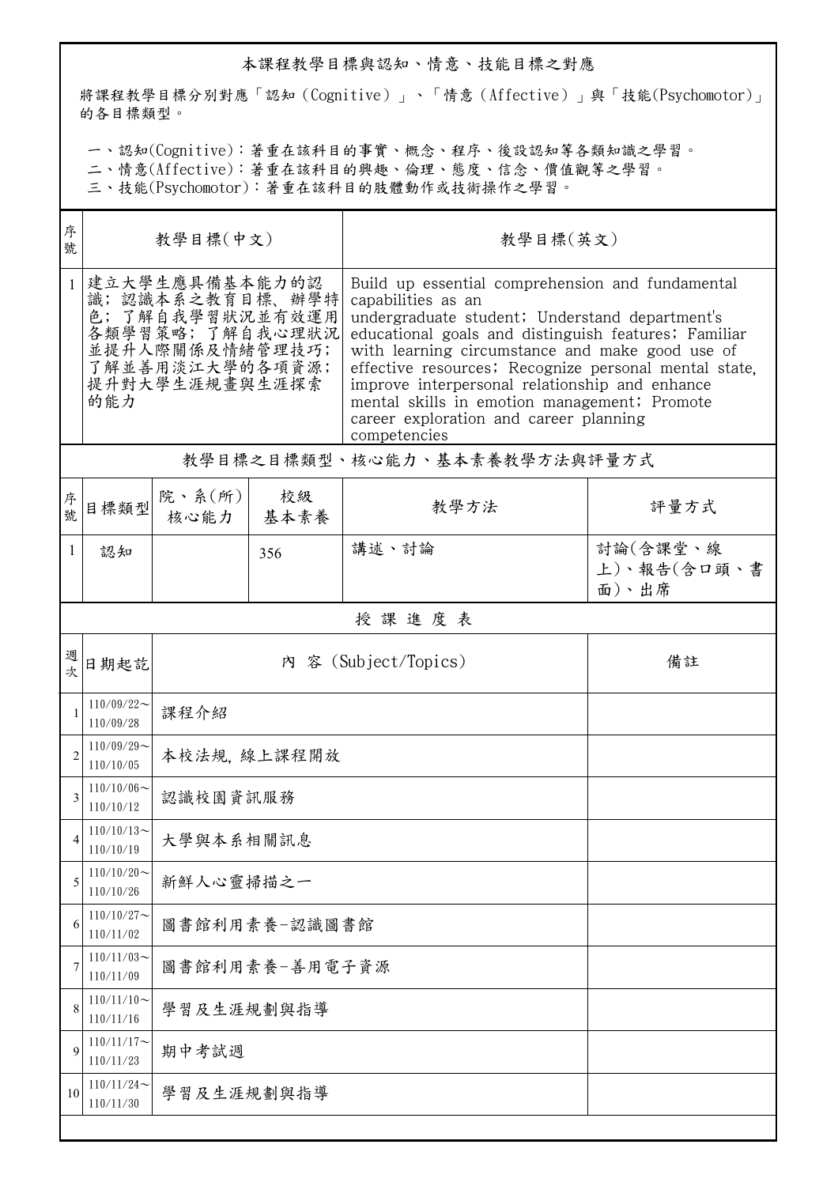## 本課程教學目標與認知、情意、技能目標之對應

將課程教學目標分別對應「認知（Cognitive）」、「情意（Affective）」與「技能(Psychomotor)」的各目標類型。

一、認知(Cognitive)：著重在該科目的事實、概念、程序、後設認知等各類知識之學習。
二、情意(Affective)：著重在該科目的興趣、倫理、態度、信念、價值觀等之學習。
三、技能(Psychomotor)：著重在該科目的肢體動作或技術操作之學習。

| 序號 | 教學目標(中文) | 教學目標(英文) |
|---|---|---|
| 1 | 建立大學生應具備基本能力的認識；認識本系之教育目標、辦學特色；了解自我學習狀況並有效運用各類學習策略；了解自我心理狀況並提升人際關係及情緒管理技巧；了解並善用淡江大學的各項資源；提升對大學生涯規畫與生涯探索的能力 | Build up essential comprehension and fundamental capabilities as an undergraduate student; Understand department's educational goals and distinguish features; Familiar with learning circumstance and make good use of effective resources; Recognize personal mental state, improve interpersonal relationship and enhance mental skills in emotion management; Promote career exploration and career planning competencies |

## 教學目標之目標類型、核心能力、基本素養教學方法與評量方式

| 序號 | 目標類型 | 院、系(所)核心能力 | 校級基本素養 | 教學方法 | 評量方式 |
|---|---|---|---|---|---|
| 1 | 認知 |  | 356 | 講述、討論 | 討論(含課堂、線上)、報告(含口頭、書面)、出席 |

## 授 課 進 度 表

| 週次 | 日期起訖 | 內 容 (Subject/Topics) | 備註 |
|---|---|---|---|
| 1 | 110/09/22～110/09/28 | 課程介紹 |  |
| 2 | 110/09/29～110/10/05 | 本校法規, 線上課程開放 |  |
| 3 | 110/10/06～110/10/12 | 認識校園資訊服務 |  |
| 4 | 110/10/13～110/10/19 | 大學與本系相關訊息 |  |
| 5 | 110/10/20～110/10/26 | 新鮮人心靈掃描之一 |  |
| 6 | 110/10/27～110/11/02 | 圖書館利用素養-認識圖書館 |  |
| 7 | 110/11/03～110/11/09 | 圖書館利用素養-善用電子資源 |  |
| 8 | 110/11/10～110/11/16 | 學習及生涯規劃與指導 |  |
| 9 | 110/11/17～110/11/23 | 期中考試週 |  |
| 10 | 110/11/24～110/11/30 | 學習及生涯規劃與指導 |  |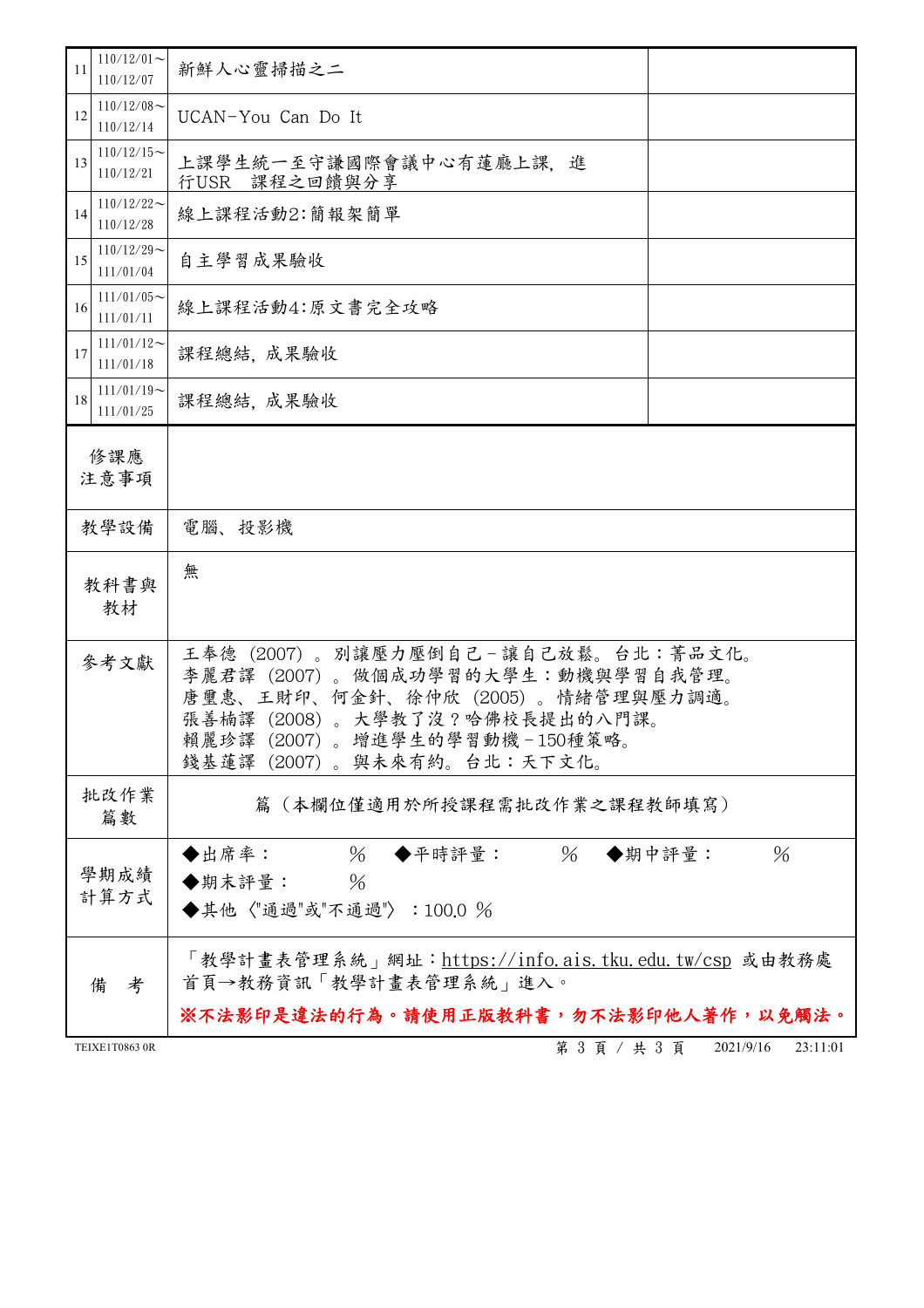| | | | |
|---|---|---|---|
| 11 | 110/12/01～<br>110/12/07 | 新鮮人心靈掃描之二 | |
| 12 | 110/12/08～<br>110/12/14 | UCAN-You Can Do It | |
| 13 | 110/12/15～<br>110/12/21 | 上課學生統一至守謙國際會議中心有蓮廳上課，進行USR 課程之回饋與分享 | |
| 14 | 110/12/22～<br>110/12/28 | 線上課程活動2:簡報架簡單 | |
| 15 | 110/12/29～<br>111/01/04 | 自主學習成果驗收 | |
| 16 | 111/01/05～<br>111/01/11 | 線上課程活動4:原文書完全攻略 | |
| 17 | 111/01/12～<br>111/01/18 | 課程總結，成果驗收 | |
| 18 | 111/01/19～<br>111/01/25 | 課程總結，成果驗收 | |

| | |
|---|---|
| 修課應注意事項 | |
| 教學設備 | 電腦、投影機 |
| 教科書與教材 | 無 |
| 參考文獻 | 王奉德 (2007) 。別讓壓力壓倒自己－讓自己放鬆。台北：菁品文化。<br>李麗君譯 (2007) 。做個成功學習的大學生：動機與學習自我管理。<br>唐璽惠、王財印、何金針、徐仲欣 (2005) 。情緒管理與壓力調適。<br>張善楠譯 (2008) 。大學教了沒？哈佛校長提出的八門課。<br>賴麗珍譯 (2007) 。增進學生的學習動機－150種策略。<br>錢基蓮譯 (2007) 。與未來有約。台北：天下文化。 |
| 批改作業篇數 | 篇（本欄位僅適用於所授課程需批改作業之課程教師填寫） |
| 學期成績計算方式 | ◆出席率： %　◆平時評量： %　◆期中評量： %<br>◆期末評量： %<br>◆其他〈"通過"或"不通過"〉：100.0 % |
| 備　考 | 「教學計畫表管理系統」網址：https://info.ais.tku.edu.tw/csp 或由教務處首頁→教務資訊「教學計畫表管理系統」進入。<br>**※不法影印是違法的行為。請使用正版教科書，勿不法影印他人著作，以免觸法。** |

TEIXE1T0863 0R　　2021/9/16　23:11:01